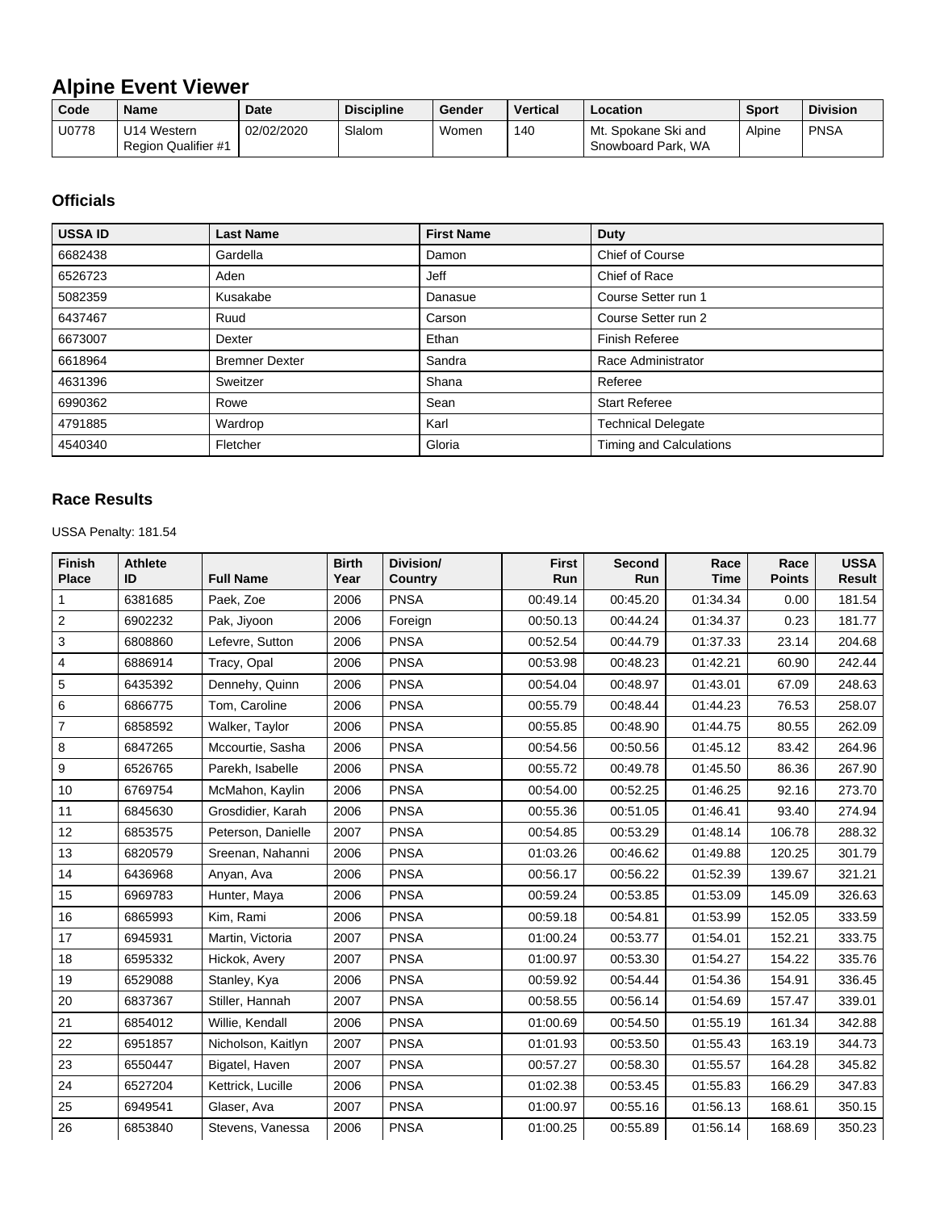# Alpine Event Viewer

| Code | Name | Date | Discipline | Gender | Vertical | Location | Sport | Division |
|---|---|---|---|---|---|---|---|---|
| U0778 | U14 Western Region Qualifier #1 | 02/02/2020 | Slalom | Women | 140 | Mt. Spokane Ski and Snowboard Park, WA | Alpine | PNSA |

## Officials

| USSA ID | Last Name | First Name | Duty |
|---|---|---|---|
| 6682438 | Gardella | Damon | Chief of Course |
| 6526723 | Aden | Jeff | Chief of Race |
| 5082359 | Kusakabe | Danasue | Course Setter run 1 |
| 6437467 | Ruud | Carson | Course Setter run 2 |
| 6673007 | Dexter | Ethan | Finish Referee |
| 6618964 | Bremner Dexter | Sandra | Race Administrator |
| 4631396 | Sweitzer | Shana | Referee |
| 6990362 | Rowe | Sean | Start Referee |
| 4791885 | Wardrop | Karl | Technical Delegate |
| 4540340 | Fletcher | Gloria | Timing and Calculations |

## Race Results

USSA Penalty: 181.54

| Finish Place | Athlete ID | Full Name | Birth Year | Division/ Country | First Run | Second Run | Race Time | Race Points | USSA Result |
|---|---|---|---|---|---|---|---|---|---|
| 1 | 6381685 | Paek, Zoe | 2006 | PNSA | 00:49.14 | 00:45.20 | 01:34.34 | 0.00 | 181.54 |
| 2 | 6902232 | Pak, Jiyoon | 2006 | Foreign | 00:50.13 | 00:44.24 | 01:34.37 | 0.23 | 181.77 |
| 3 | 6808860 | Lefevre, Sutton | 2006 | PNSA | 00:52.54 | 00:44.79 | 01:37.33 | 23.14 | 204.68 |
| 4 | 6886914 | Tracy, Opal | 2006 | PNSA | 00:53.98 | 00:48.23 | 01:42.21 | 60.90 | 242.44 |
| 5 | 6435392 | Dennehy, Quinn | 2006 | PNSA | 00:54.04 | 00:48.97 | 01:43.01 | 67.09 | 248.63 |
| 6 | 6866775 | Tom, Caroline | 2006 | PNSA | 00:55.79 | 00:48.44 | 01:44.23 | 76.53 | 258.07 |
| 7 | 6858592 | Walker, Taylor | 2006 | PNSA | 00:55.85 | 00:48.90 | 01:44.75 | 80.55 | 262.09 |
| 8 | 6847265 | Mccourtie, Sasha | 2006 | PNSA | 00:54.56 | 00:50.56 | 01:45.12 | 83.42 | 264.96 |
| 9 | 6526765 | Parekh, Isabelle | 2006 | PNSA | 00:55.72 | 00:49.78 | 01:45.50 | 86.36 | 267.90 |
| 10 | 6769754 | McMahon, Kaylin | 2006 | PNSA | 00:54.00 | 00:52.25 | 01:46.25 | 92.16 | 273.70 |
| 11 | 6845630 | Grosdidier, Karah | 2006 | PNSA | 00:55.36 | 00:51.05 | 01:46.41 | 93.40 | 274.94 |
| 12 | 6853575 | Peterson, Danielle | 2007 | PNSA | 00:54.85 | 00:53.29 | 01:48.14 | 106.78 | 288.32 |
| 13 | 6820579 | Sreenan, Nahanni | 2006 | PNSA | 01:03.26 | 00:46.62 | 01:49.88 | 120.25 | 301.79 |
| 14 | 6436968 | Anyan, Ava | 2006 | PNSA | 00:56.17 | 00:56.22 | 01:52.39 | 139.67 | 321.21 |
| 15 | 6969783 | Hunter, Maya | 2006 | PNSA | 00:59.24 | 00:53.85 | 01:53.09 | 145.09 | 326.63 |
| 16 | 6865993 | Kim, Rami | 2006 | PNSA | 00:59.18 | 00:54.81 | 01:53.99 | 152.05 | 333.59 |
| 17 | 6945931 | Martin, Victoria | 2007 | PNSA | 01:00.24 | 00:53.77 | 01:54.01 | 152.21 | 333.75 |
| 18 | 6595332 | Hickok, Avery | 2007 | PNSA | 01:00.97 | 00:53.30 | 01:54.27 | 154.22 | 335.76 |
| 19 | 6529088 | Stanley, Kya | 2006 | PNSA | 00:59.92 | 00:54.44 | 01:54.36 | 154.91 | 336.45 |
| 20 | 6837367 | Stiller, Hannah | 2007 | PNSA | 00:58.55 | 00:56.14 | 01:54.69 | 157.47 | 339.01 |
| 21 | 6854012 | Willie, Kendall | 2006 | PNSA | 01:00.69 | 00:54.50 | 01:55.19 | 161.34 | 342.88 |
| 22 | 6951857 | Nicholson, Kaitlyn | 2007 | PNSA | 01:01.93 | 00:53.50 | 01:55.43 | 163.19 | 344.73 |
| 23 | 6550447 | Bigatel, Haven | 2007 | PNSA | 00:57.27 | 00:58.30 | 01:55.57 | 164.28 | 345.82 |
| 24 | 6527204 | Kettrick, Lucille | 2006 | PNSA | 01:02.38 | 00:53.45 | 01:55.83 | 166.29 | 347.83 |
| 25 | 6949541 | Glaser, Ava | 2007 | PNSA | 01:00.97 | 00:55.16 | 01:56.13 | 168.61 | 350.15 |
| 26 | 6853840 | Stevens, Vanessa | 2006 | PNSA | 01:00.25 | 00:55.89 | 01:56.14 | 168.69 | 350.23 |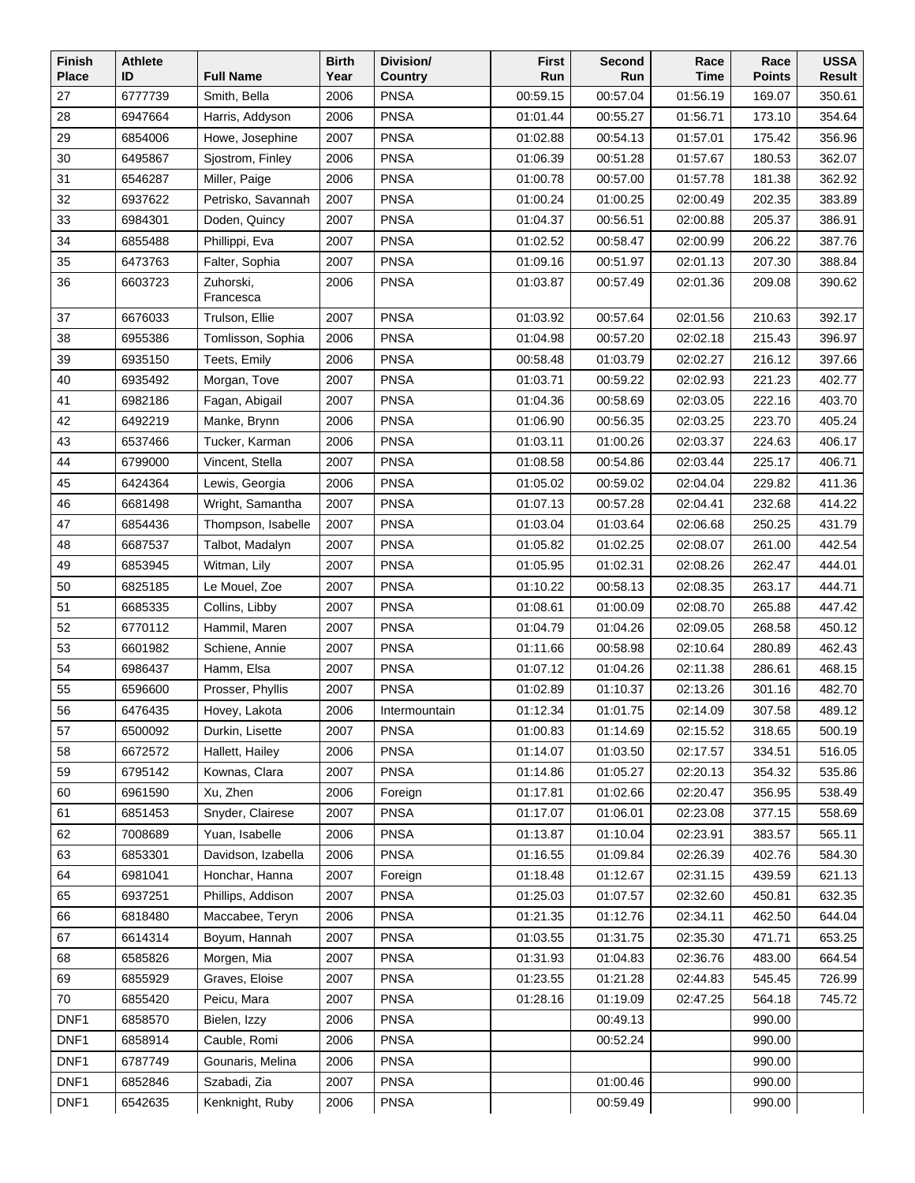| Finish Place | Athlete ID | Full Name | Birth Year | Division/ Country | First Run | Second Run | Race Time | Race Points | USSA Result |
|---|---|---|---|---|---|---|---|---|---|
| 27 | 6777739 | Smith, Bella | 2006 | PNSA | 00:59.15 | 00:57.04 | 01:56.19 | 169.07 | 350.61 |
| 28 | 6947664 | Harris, Addyson | 2006 | PNSA | 01:01.44 | 00:55.27 | 01:56.71 | 173.10 | 354.64 |
| 29 | 6854006 | Howe, Josephine | 2007 | PNSA | 01:02.88 | 00:54.13 | 01:57.01 | 175.42 | 356.96 |
| 30 | 6495867 | Sjostrom, Finley | 2006 | PNSA | 01:06.39 | 00:51.28 | 01:57.67 | 180.53 | 362.07 |
| 31 | 6546287 | Miller, Paige | 2006 | PNSA | 01:00.78 | 00:57.00 | 01:57.78 | 181.38 | 362.92 |
| 32 | 6937622 | Petrisko, Savannah | 2007 | PNSA | 01:00.24 | 01:00.25 | 02:00.49 | 202.35 | 383.89 |
| 33 | 6984301 | Doden, Quincy | 2007 | PNSA | 01:04.37 | 00:56.51 | 02:00.88 | 205.37 | 386.91 |
| 34 | 6855488 | Phillippi, Eva | 2007 | PNSA | 01:02.52 | 00:58.47 | 02:00.99 | 206.22 | 387.76 |
| 35 | 6473763 | Falter, Sophia | 2007 | PNSA | 01:09.16 | 00:51.97 | 02:01.13 | 207.30 | 388.84 |
| 36 | 6603723 | Zuhorski, Francesca | 2006 | PNSA | 01:03.87 | 00:57.49 | 02:01.36 | 209.08 | 390.62 |
| 37 | 6676033 | Trulson, Ellie | 2007 | PNSA | 01:03.92 | 00:57.64 | 02:01.56 | 210.63 | 392.17 |
| 38 | 6955386 | Tomlisson, Sophia | 2006 | PNSA | 01:04.98 | 00:57.20 | 02:02.18 | 215.43 | 396.97 |
| 39 | 6935150 | Teets, Emily | 2006 | PNSA | 00:58.48 | 01:03.79 | 02:02.27 | 216.12 | 397.66 |
| 40 | 6935492 | Morgan, Tove | 2007 | PNSA | 01:03.71 | 00:59.22 | 02:02.93 | 221.23 | 402.77 |
| 41 | 6982186 | Fagan, Abigail | 2007 | PNSA | 01:04.36 | 00:58.69 | 02:03.05 | 222.16 | 403.70 |
| 42 | 6492219 | Manke, Brynn | 2006 | PNSA | 01:06.90 | 00:56.35 | 02:03.25 | 223.70 | 405.24 |
| 43 | 6537466 | Tucker, Karman | 2006 | PNSA | 01:03.11 | 01:00.26 | 02:03.37 | 224.63 | 406.17 |
| 44 | 6799000 | Vincent, Stella | 2007 | PNSA | 01:08.58 | 00:54.86 | 02:03.44 | 225.17 | 406.71 |
| 45 | 6424364 | Lewis, Georgia | 2006 | PNSA | 01:05.02 | 00:59.02 | 02:04.04 | 229.82 | 411.36 |
| 46 | 6681498 | Wright, Samantha | 2007 | PNSA | 01:07.13 | 00:57.28 | 02:04.41 | 232.68 | 414.22 |
| 47 | 6854436 | Thompson, Isabelle | 2007 | PNSA | 01:03.04 | 01:03.64 | 02:06.68 | 250.25 | 431.79 |
| 48 | 6687537 | Talbot, Madalyn | 2007 | PNSA | 01:05.82 | 01:02.25 | 02:08.07 | 261.00 | 442.54 |
| 49 | 6853945 | Witman, Lily | 2007 | PNSA | 01:05.95 | 01:02.31 | 02:08.26 | 262.47 | 444.01 |
| 50 | 6825185 | Le Mouel, Zoe | 2007 | PNSA | 01:10.22 | 00:58.13 | 02:08.35 | 263.17 | 444.71 |
| 51 | 6685335 | Collins, Libby | 2007 | PNSA | 01:08.61 | 01:00.09 | 02:08.70 | 265.88 | 447.42 |
| 52 | 6770112 | Hammil, Maren | 2007 | PNSA | 01:04.79 | 01:04.26 | 02:09.05 | 268.58 | 450.12 |
| 53 | 6601982 | Schiene, Annie | 2007 | PNSA | 01:11.66 | 00:58.98 | 02:10.64 | 280.89 | 462.43 |
| 54 | 6986437 | Hamm, Elsa | 2007 | PNSA | 01:07.12 | 01:04.26 | 02:11.38 | 286.61 | 468.15 |
| 55 | 6596600 | Prosser, Phyllis | 2007 | PNSA | 01:02.89 | 01:10.37 | 02:13.26 | 301.16 | 482.70 |
| 56 | 6476435 | Hovey, Lakota | 2006 | Intermountain | 01:12.34 | 01:01.75 | 02:14.09 | 307.58 | 489.12 |
| 57 | 6500092 | Durkin, Lisette | 2007 | PNSA | 01:00.83 | 01:14.69 | 02:15.52 | 318.65 | 500.19 |
| 58 | 6672572 | Hallett, Hailey | 2006 | PNSA | 01:14.07 | 01:03.50 | 02:17.57 | 334.51 | 516.05 |
| 59 | 6795142 | Kownas, Clara | 2007 | PNSA | 01:14.86 | 01:05.27 | 02:20.13 | 354.32 | 535.86 |
| 60 | 6961590 | Xu, Zhen | 2006 | Foreign | 01:17.81 | 01:02.66 | 02:20.47 | 356.95 | 538.49 |
| 61 | 6851453 | Snyder, Clairese | 2007 | PNSA | 01:17.07 | 01:06.01 | 02:23.08 | 377.15 | 558.69 |
| 62 | 7008689 | Yuan, Isabelle | 2006 | PNSA | 01:13.87 | 01:10.04 | 02:23.91 | 383.57 | 565.11 |
| 63 | 6853301 | Davidson, Izabella | 2006 | PNSA | 01:16.55 | 01:09.84 | 02:26.39 | 402.76 | 584.30 |
| 64 | 6981041 | Honchar, Hanna | 2007 | Foreign | 01:18.48 | 01:12.67 | 02:31.15 | 439.59 | 621.13 |
| 65 | 6937251 | Phillips, Addison | 2007 | PNSA | 01:25.03 | 01:07.57 | 02:32.60 | 450.81 | 632.35 |
| 66 | 6818480 | Maccabee, Teryn | 2006 | PNSA | 01:21.35 | 01:12.76 | 02:34.11 | 462.50 | 644.04 |
| 67 | 6614314 | Boyum, Hannah | 2007 | PNSA | 01:03.55 | 01:31.75 | 02:35.30 | 471.71 | 653.25 |
| 68 | 6585826 | Morgen, Mia | 2007 | PNSA | 01:31.93 | 01:04.83 | 02:36.76 | 483.00 | 664.54 |
| 69 | 6855929 | Graves, Eloise | 2007 | PNSA | 01:23.55 | 01:21.28 | 02:44.83 | 545.45 | 726.99 |
| 70 | 6855420 | Peicu, Mara | 2007 | PNSA | 01:28.16 | 01:19.09 | 02:47.25 | 564.18 | 745.72 |
| DNF1 | 6858570 | Bielen, Izzy | 2006 | PNSA | | 00:49.13 | | 990.00 | |
| DNF1 | 6858914 | Cauble, Romi | 2006 | PNSA | | 00:52.24 | | 990.00 | |
| DNF1 | 6787749 | Gounaris, Melina | 2006 | PNSA | | | | 990.00 | |
| DNF1 | 6852846 | Szabadi, Zia | 2007 | PNSA | | 01:00.46 | | 990.00 | |
| DNF1 | 6542635 | Kenknight, Ruby | 2006 | PNSA | | 00:59.49 | | 990.00 | |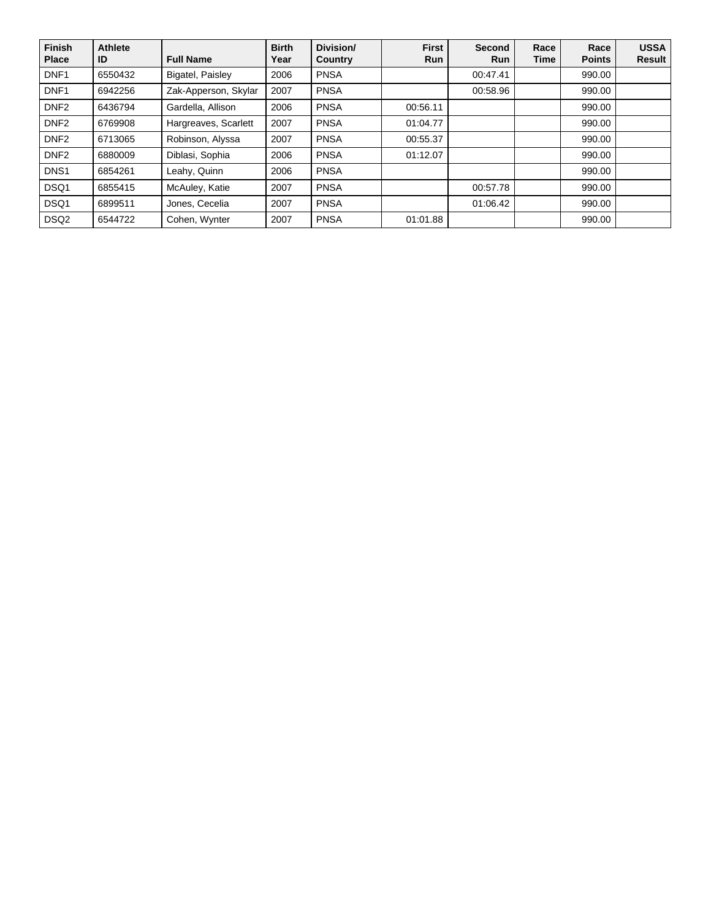| Finish Place | Athlete ID | Full Name | Birth Year | Division/ Country | First Run | Second Run | Race Time | Race Points | USSA Result |
|---|---|---|---|---|---|---|---|---|---|
| DNF1 | 6550432 | Bigatel, Paisley | 2006 | PNSA | | 00:47.41 | | 990.00 | |
| DNF1 | 6942256 | Zak-Apperson, Skylar | 2007 | PNSA | | 00:58.96 | | 990.00 | |
| DNF2 | 6436794 | Gardella, Allison | 2006 | PNSA | 00:56.11 | | | 990.00 | |
| DNF2 | 6769908 | Hargreaves, Scarlett | 2007 | PNSA | 01:04.77 | | | 990.00 | |
| DNF2 | 6713065 | Robinson, Alyssa | 2007 | PNSA | 00:55.37 | | | 990.00 | |
| DNF2 | 6880009 | Diblasi, Sophia | 2006 | PNSA | 01:12.07 | | | 990.00 | |
| DNS1 | 6854261 | Leahy, Quinn | 2006 | PNSA | | | | 990.00 | |
| DSQ1 | 6855415 | McAuley, Katie | 2007 | PNSA | | 00:57.78 | | 990.00 | |
| DSQ1 | 6899511 | Jones, Cecelia | 2007 | PNSA | | 01:06.42 | | 990.00 | |
| DSQ2 | 6544722 | Cohen, Wynter | 2007 | PNSA | 01:01.88 | | | 990.00 | |